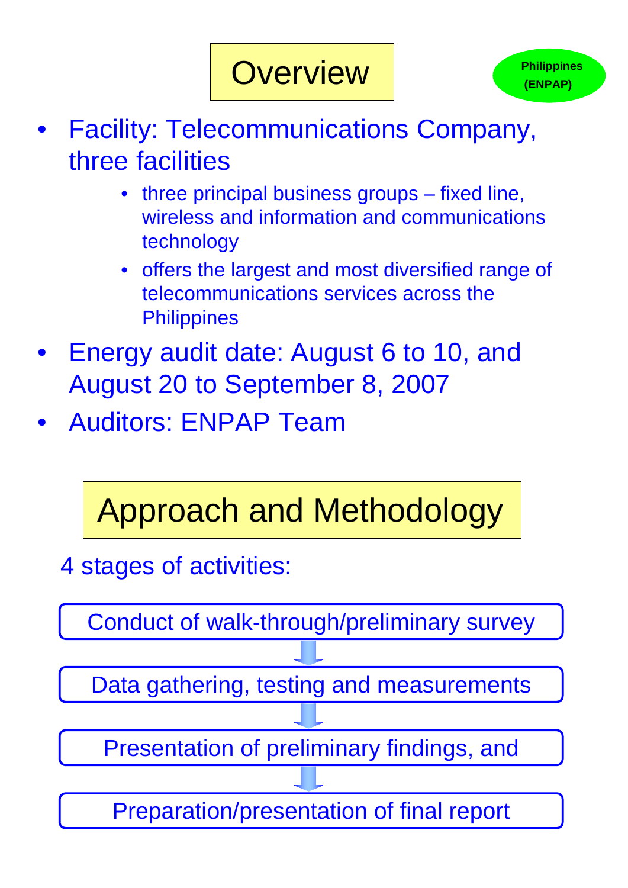# Overview

**Philippines (ENPAP)**

- Facility: Telecommunications Company, three facilities
  - three principal business groups – fixed line, wireless and information and communications technology
  - offers the largest and most diversified range of telecommunications services across the Philippines
- Energy audit date: August 6 to 10, and August 20 to September 8, 2007
- Auditors: ENPAP Team

# Approach and Methodology

4 stages of activities:

1. Conduct of walk-through/preliminary survey
2. Data gathering, testing and measurements
3. Presentation of preliminary findings, and
4. Preparation/presentation of final report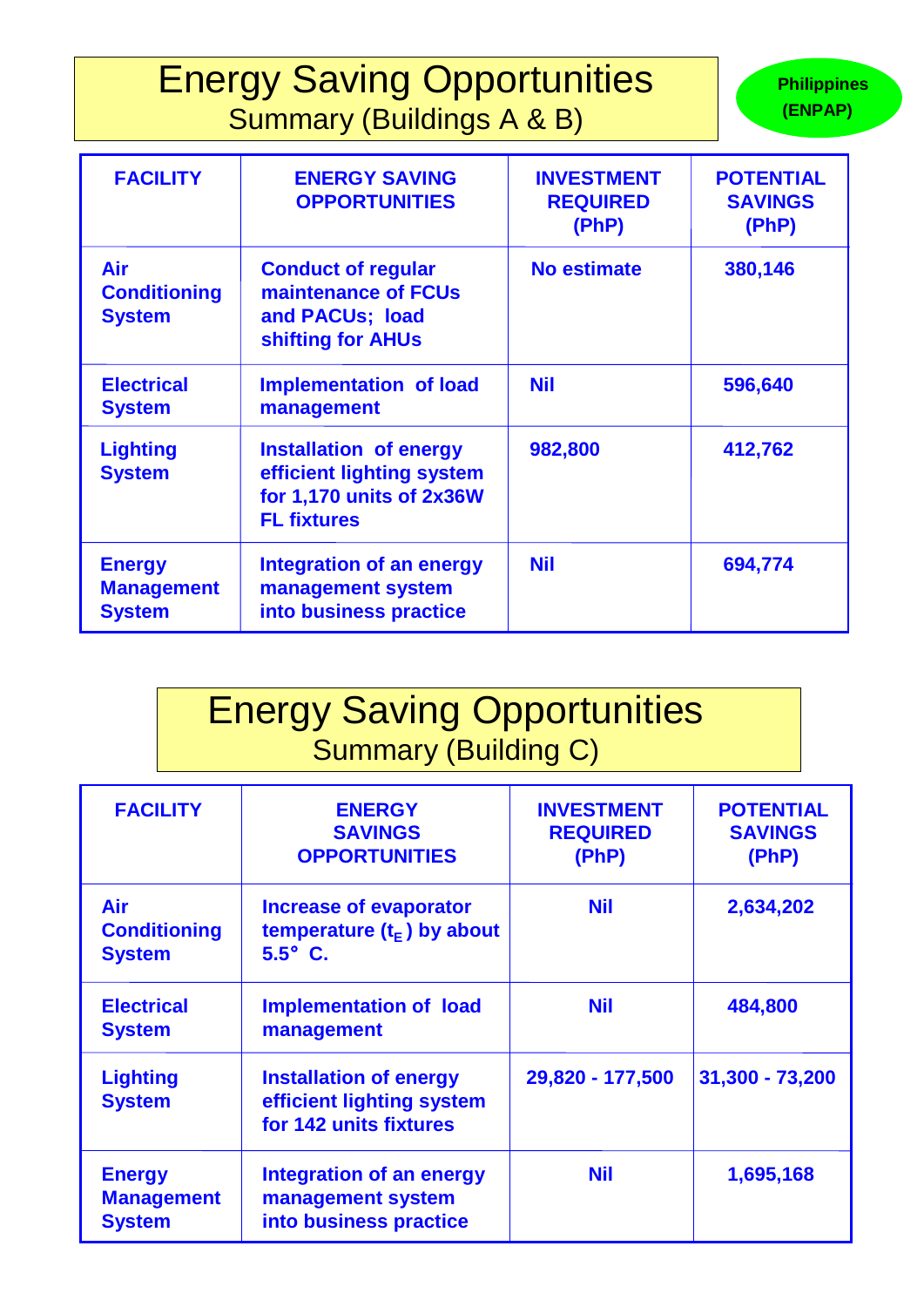# Energy Saving Opportunities

## Summary (Buildings A & B)

Philippines (ENPAP)

| FACILITY | ENERGY SAVING OPPORTUNITIES | INVESTMENT REQUIRED (PhP) | POTENTIAL SAVINGS (PhP) |
|---|---|---|---|
| Air Conditioning System | Conduct of regular maintenance of FCUs and PACUs; load shifting for AHUs | No estimate | 380,146 |
| Electrical System | Implementation of load management | Nil | 596,640 |
| Lighting System | Installation of energy efficient lighting system for 1,170 units of 2x36W FL fixtures | 982,800 | 412,762 |
| Energy Management System | Integration of an energy management system into business practice | Nil | 694,774 |

# Energy Saving Opportunities

## Summary (Building C)

| FACILITY | ENERGY SAVINGS OPPORTUNITIES | INVESTMENT REQUIRED (PhP) | POTENTIAL SAVINGS (PhP) |
|---|---|---|---|
| Air Conditioning System | Increase of evaporator temperature ($t_E$) by about 5.5° C. | Nil | 2,634,202 |
| Electrical System | Implementation of load management | Nil | 484,800 |
| Lighting System | Installation of energy efficient lighting system for 142 units fixtures | 29,820 - 177,500 | 31,300 - 73,200 |
| Energy Management System | Integration of an energy management system into business practice | Nil | 1,695,168 |